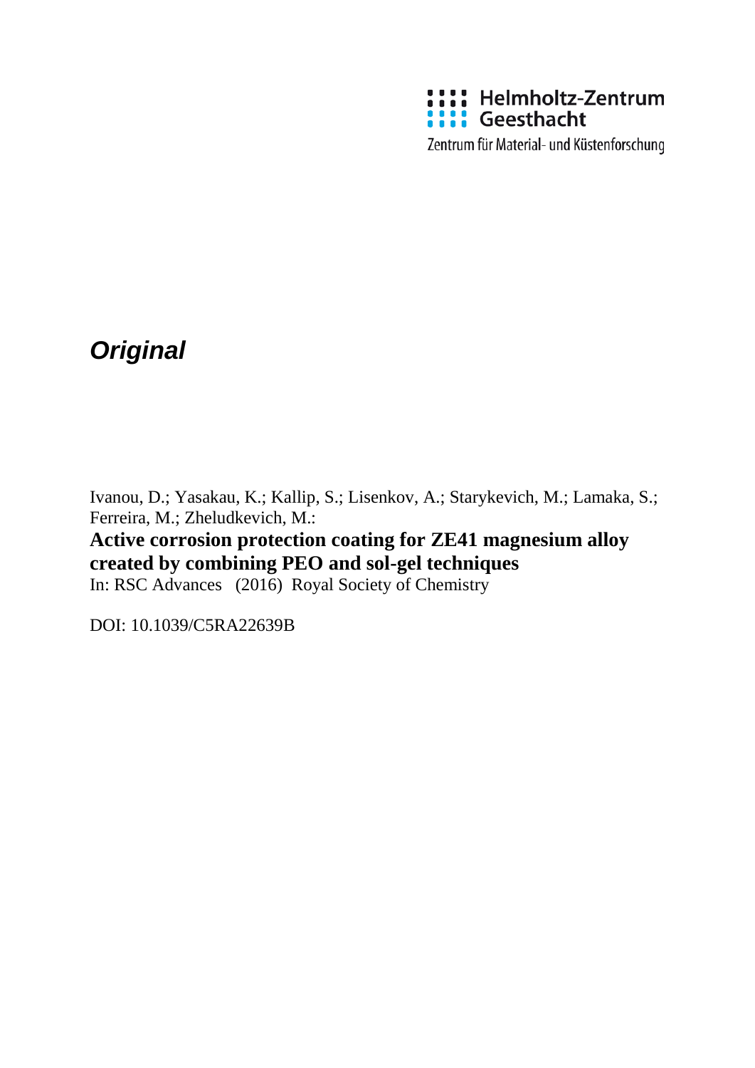Helmholtz-Zentrum Geesthacht

Zentrum für Material- und Küstenforschung

***Original***

Ivanou, D.; Yasakau, K.; Kallip, S.; Lisenkov, A.; Starykevich, M.; Lamaka, S.; Ferreira, M.; Zheludkevich, M.:

**Active corrosion protection coating for ZE41 magnesium alloy created by combining PEO and sol-gel techniques**

In: RSC Advances (2016) Royal Society of Chemistry

DOI: 10.1039/C5RA22639B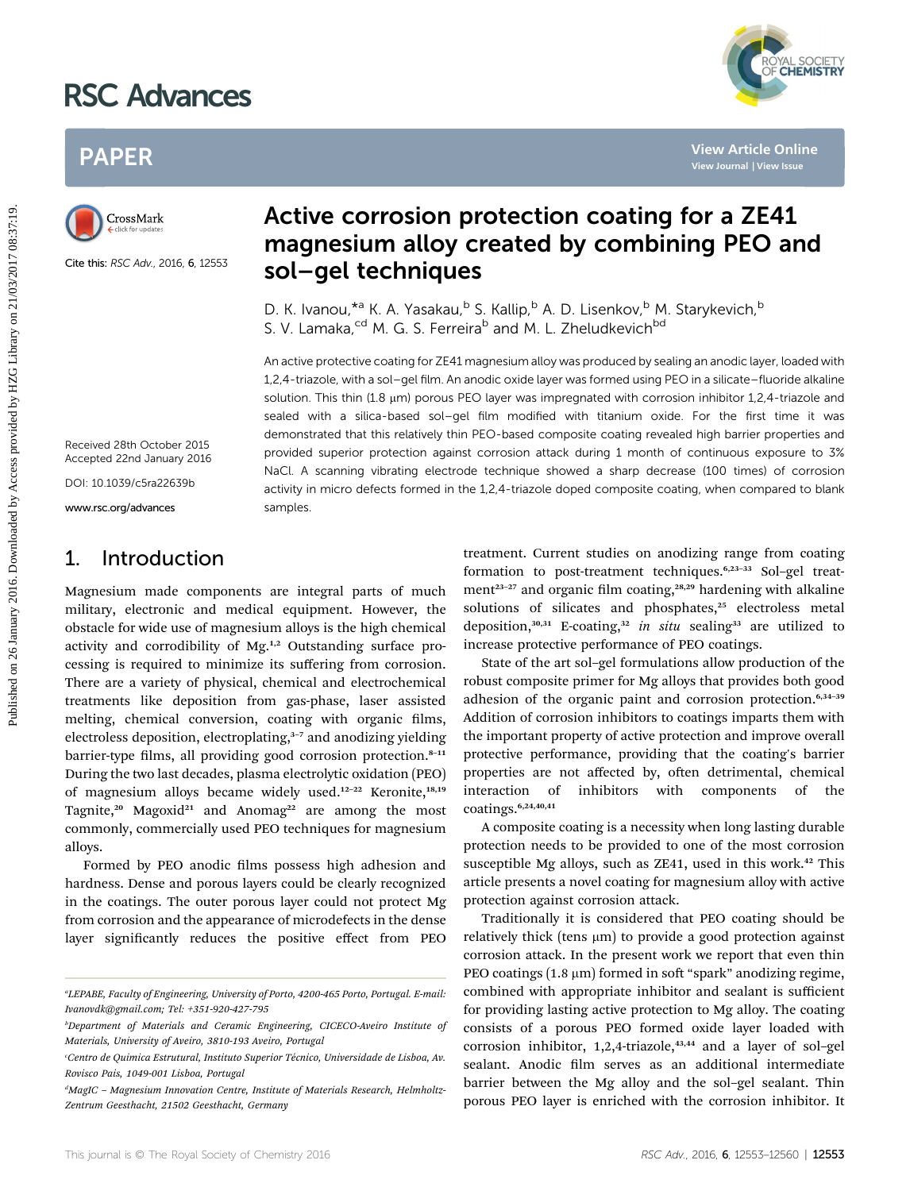# Active corrosion protection coating for a ZE41 magnesium alloy created by combining PEO and sol–gel techniques

Cite this: *RSC Adv.*, 2016, **6**, 12553

D. K. Ivanou,*[a] K. A. Yasakau,[b] S. Kallip,[b] A. D. Lisenkov,[b] M. Starykevich,[b] S. V. Lamaka,[cd] M. G. S. Ferreira[b] and M. L. Zheludkevich[bd]

Received 28th October 2015
Accepted 22nd January 2016

DOI: 10.1039/c5ra22639b

www.rsc.org/advances

An active protective coating for ZE41 magnesium alloy was produced by sealing an anodic layer, loaded with 1,2,4-triazole, with a sol–gel film. An anodic oxide layer was formed using PEO in a silicate–fluoride alkaline solution. This thin (1.8 μm) porous PEO layer was impregnated with corrosion inhibitor 1,2,4-triazole and sealed with a silica-based sol–gel film modified with titanium oxide. For the first time it was demonstrated that this relatively thin PEO-based composite coating revealed high barrier properties and provided superior protection against corrosion attack during 1 month of continuous exposure to 3% NaCl. A scanning vibrating electrode technique showed a sharp decrease (100 times) of corrosion activity in micro defects formed in the 1,2,4-triazole doped composite coating, when compared to blank samples.

## 1. Introduction

Magnesium made components are integral parts of much military, electronic and medical equipment. However, the obstacle for wide use of magnesium alloys is the high chemical activity and corrodibility of Mg.[1,2] Outstanding surface processing is required to minimize its suffering from corrosion. There are a variety of physical, chemical and electrochemical treatments like deposition from gas-phase, laser assisted melting, chemical conversion, coating with organic films, electroless deposition, electroplating,[3–7] and anodizing yielding barrier-type films, all providing good corrosion protection.[8–11] During the two last decades, plasma electrolytic oxidation (PEO) of magnesium alloys became widely used.[12–22] Keronite,[18,19] Tagnite,[20] Magoxid[21] and Anomag[22] are among the most commonly, commercially used PEO techniques for magnesium alloys.

Formed by PEO anodic films possess high adhesion and hardness. Dense and porous layers could be clearly recognized in the coatings. The outer porous layer could not protect Mg from corrosion and the appearance of microdefects in the dense layer significantly reduces the positive effect from PEO treatment. Current studies on anodizing range from coating formation to post-treatment techniques.[6,23–33] Sol–gel treatment[23–27] and organic film coating,[28,29] hardening with alkaline solutions of silicates and phosphates,[25] electroless metal deposition,[30,31] E-coating,[32] *in situ* sealing[33] are utilized to increase protective performance of PEO coatings.

State of the art sol–gel formulations allow production of the robust composite primer for Mg alloys that provides both good adhesion of the organic paint and corrosion protection.[6,34–39] Addition of corrosion inhibitors to coatings imparts them with the important property of active protection and improve overall protective performance, providing that the coating's barrier properties are not affected by, often detrimental, chemical interaction of inhibitors with components of the coatings.[6,24,40,41]

A composite coating is a necessity when long lasting durable protection needs to be provided to one of the most corrosion susceptible Mg alloys, such as ZE41, used in this work.[42] This article presents a novel coating for magnesium alloy with active protection against corrosion attack.

Traditionally it is considered that PEO coating should be relatively thick (tens μm) to provide a good protection against corrosion attack. In the present work we report that even thin PEO coatings (1.8 μm) formed in soft "spark" anodizing regime, combined with appropriate inhibitor and sealant is sufficient for providing lasting active protection to Mg alloy. The coating consists of a porous PEO formed oxide layer loaded with corrosion inhibitor, 1,2,4-triazole,[43,44] and a layer of sol–gel sealant. Anodic film serves as an additional intermediate barrier between the Mg alloy and the sol–gel sealant. Thin porous PEO layer is enriched with the corrosion inhibitor. It

[a] LEPABE, Faculty of Engineering, University of Porto, 4200-465 Porto, Portugal. E-mail: Ivanovdk@gmail.com; Tel: +351-920-427-795

[b] Department of Materials and Ceramic Engineering, CICECO-Aveiro Institute of Materials, University of Aveiro, 3810-193 Aveiro, Portugal

[c] Centro de Quimica Estrutural, Instituto Superior Técnico, Universidade de Lisboa, Av. Rovisco Pais, 1049-001 Lisboa, Portugal

[d] MagIC – Magnesium Innovation Centre, Institute of Materials Research, Helmholtz-Zentrum Geesthacht, 21502 Geesthacht, Germany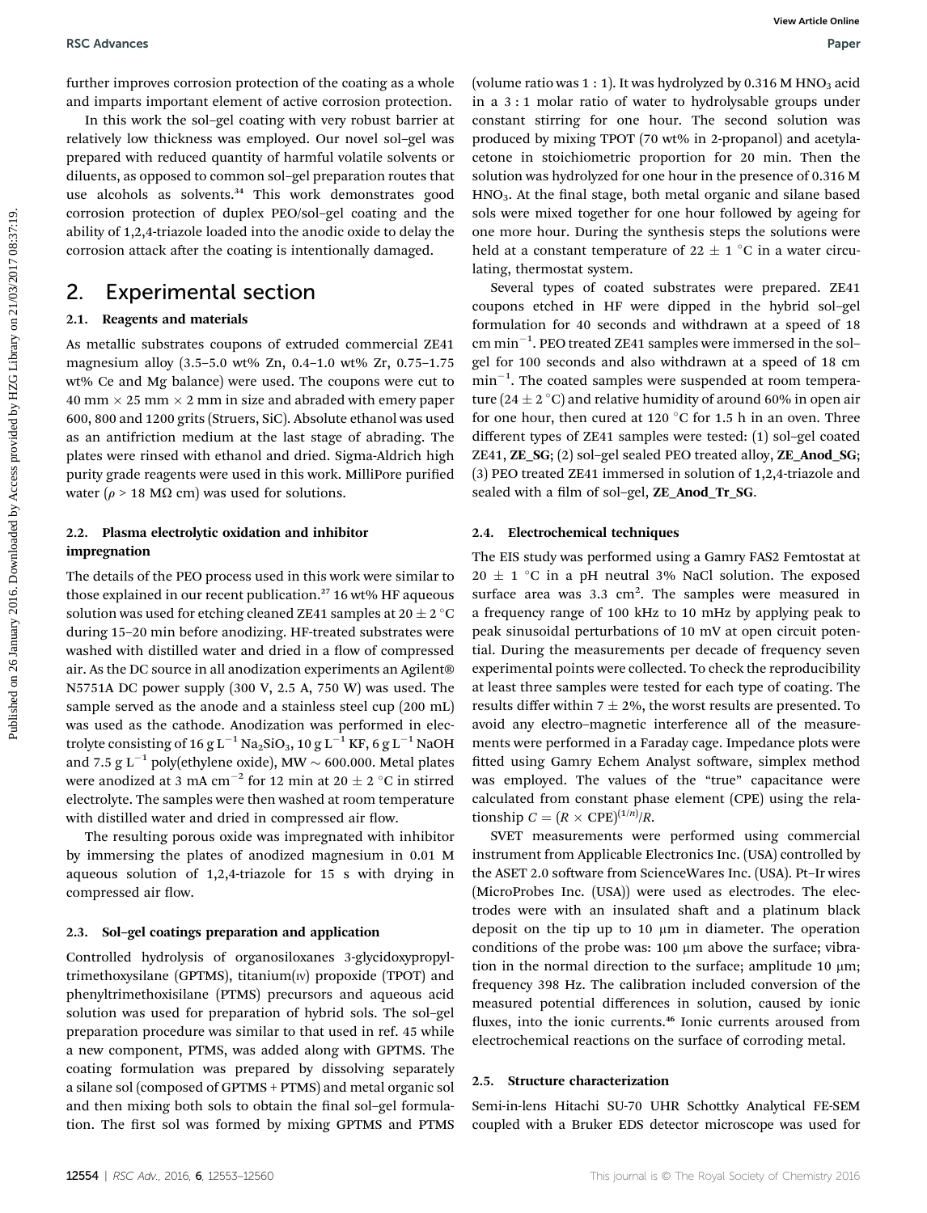further improves corrosion protection of the coating as a whole and imparts important element of active corrosion protection.

In this work the sol–gel coating with very robust barrier at relatively low thickness was employed. Our novel sol–gel was prepared with reduced quantity of harmful volatile solvents or diluents, as opposed to common sol–gel preparation routes that use alcohols as solvents.[34] This work demonstrates good corrosion protection of duplex PEO/sol–gel coating and the ability of 1,2,4-triazole loaded into the anodic oxide to delay the corrosion attack after the coating is intentionally damaged.

## 2. Experimental section

### 2.1. Reagents and materials

As metallic substrates coupons of extruded commercial ZE41 magnesium alloy (3.5–5.0 wt% Zn, 0.4–1.0 wt% Zr, 0.75–1.75 wt% Ce and Mg balance) were used. The coupons were cut to 40 mm × 25 mm × 2 mm in size and abraded with emery paper 600, 800 and 1200 grits (Struers, SiC). Absolute ethanol was used as an antifriction medium at the last stage of abrading. The plates were rinsed with ethanol and dried. Sigma-Aldrich high purity grade reagents were used in this work. MilliPore purified water ($\rho$ > 18 MΩ cm) was used for solutions.

### 2.2. Plasma electrolytic oxidation and inhibitor impregnation

The details of the PEO process used in this work were similar to those explained in our recent publication.[27] 16 wt% HF aqueous solution was used for etching cleaned ZE41 samples at 20 ± 2 °C during 15–20 min before anodizing. HF-treated substrates were washed with distilled water and dried in a flow of compressed air. As the DC source in all anodization experiments an Agilent® N5751A DC power supply (300 V, 2.5 A, 750 W) was used. The sample served as the anode and a stainless steel cup (200 mL) was used as the cathode. Anodization was performed in electrolyte consisting of 16 g $L^{-1}$ $Na_2SiO_3$, 10 g $L^{-1}$ KF, 6 g $L^{-1}$ NaOH and 7.5 g $L^{-1}$ poly(ethylene oxide), MW ~ 600.000. Metal plates were anodized at 3 mA $cm^{-2}$ for 12 min at 20 ± 2 °C in stirred electrolyte. The samples were then washed at room temperature with distilled water and dried in compressed air flow.

The resulting porous oxide was impregnated with inhibitor by immersing the plates of anodized magnesium in 0.01 M aqueous solution of 1,2,4-triazole for 15 s with drying in compressed air flow.

### 2.3. Sol–gel coatings preparation and application

Controlled hydrolysis of organosiloxanes 3-glycidoxypropyltrimethoxysilane (GPTMS), titanium(IV) propoxide (TPOT) and phenyltrimethoxisilane (PTMS) precursors and aqueous acid solution was used for preparation of hybrid sols. The sol–gel preparation procedure was similar to that used in ref. 45 while a new component, PTMS, was added along with GPTMS. The coating formulation was prepared by dissolving separately a silane sol (composed of GPTMS + PTMS) and metal organic sol and then mixing both sols to obtain the final sol–gel formulation. The first sol was formed by mixing GPTMS and PTMS (volume ratio was 1 : 1). It was hydrolyzed by 0.316 M $HNO_3$ acid in a 3 : 1 molar ratio of water to hydrolysable groups under constant stirring for one hour. The second solution was produced by mixing TPOT (70 wt% in 2-propanol) and acetylacetone in stoichiometric proportion for 20 min. Then the solution was hydrolyzed for one hour in the presence of 0.316 M $HNO_3$. At the final stage, both metal organic and silane based sols were mixed together for one hour followed by ageing for one more hour. During the synthesis steps the solutions were held at a constant temperature of 22 ± 1 °C in a water circulating, thermostat system.

Several types of coated substrates were prepared. ZE41 coupons etched in HF were dipped in the hybrid sol–gel formulation for 40 seconds and withdrawn at a speed of 18 cm $min^{-1}$. PEO treated ZE41 samples were immersed in the sol–gel for 100 seconds and also withdrawn at a speed of 18 cm $min^{-1}$. The coated samples were suspended at room temperature (24 ± 2 °C) and relative humidity of around 60% in open air for one hour, then cured at 120 °C for 1.5 h in an oven. Three different types of ZE41 samples were tested: (1) sol–gel coated ZE41, **ZE_SG**; (2) sol–gel sealed PEO treated alloy, **ZE_Anod_SG**; (3) PEO treated ZE41 immersed in solution of 1,2,4-triazole and sealed with a film of sol–gel, **ZE_Anod_Tr_SG**.

### 2.4. Electrochemical techniques

The EIS study was performed using a Gamry FAS2 Femtostat at 20 ± 1 °C in a pH neutral 3% NaCl solution. The exposed surface area was 3.3 $cm^2$. The samples were measured in a frequency range of 100 kHz to 10 mHz by applying peak to peak sinusoidal perturbations of 10 mV at open circuit potential. During the measurements per decade of frequency seven experimental points were collected. To check the reproducibility at least three samples were tested for each type of coating. The results differ within 7 ± 2%, the worst results are presented. To avoid any electro–magnetic interference all of the measurements were performed in a Faraday cage. Impedance plots were fitted using Gamry Echem Analyst software, simplex method was employed. The values of the "true" capacitance were calculated from constant phase element (CPE) using the relationship $C = (R \times \text{CPE})^{(1/n)}/R$.

SVET measurements were performed using commercial instrument from Applicable Electronics Inc. (USA) controlled by the ASET 2.0 software from ScienceWares Inc. (USA). Pt–Ir wires (MicroProbes Inc. (USA)) were used as electrodes. The electrodes were with an insulated shaft and a platinum black deposit on the tip up to 10 μm in diameter. The operation conditions of the probe was: 100 μm above the surface; vibration in the normal direction to the surface; amplitude 10 μm; frequency 398 Hz. The calibration included conversion of the measured potential differences in solution, caused by ionic fluxes, into the ionic currents.[46] Ionic currents aroused from electrochemical reactions on the surface of corroding metal.

### 2.5. Structure characterization

Semi-in-lens Hitachi SU-70 UHR Schottky Analytical FE-SEM coupled with a Bruker EDS detector microscope was used for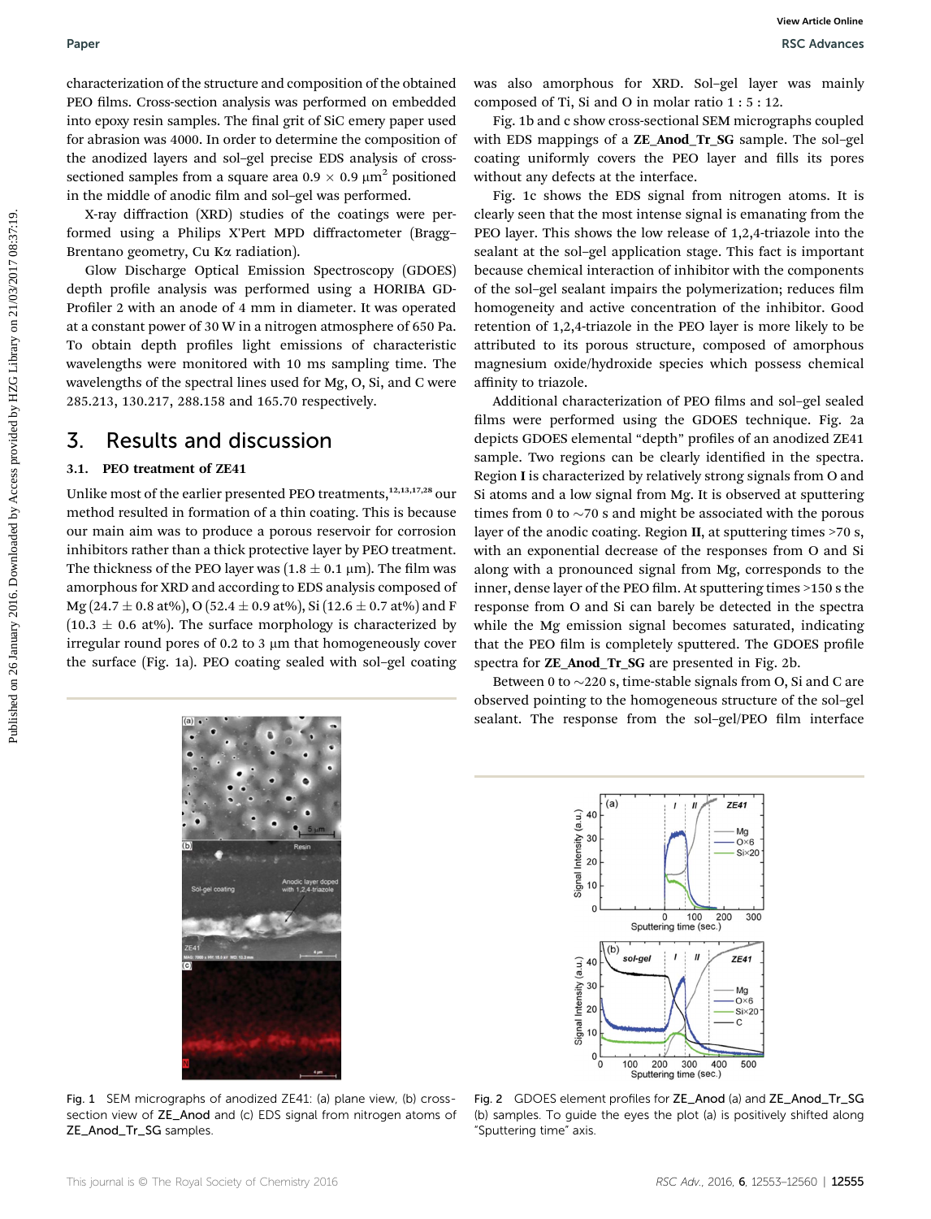characterization of the structure and composition of the obtained PEO films. Cross-section analysis was performed on embedded into epoxy resin samples. The final grit of SiC emery paper used for abrasion was 4000. In order to determine the composition of the anodized layers and sol–gel precise EDS analysis of cross-sectioned samples from a square area $0.9 \times 0.9\ \mu m^2$ positioned in the middle of anodic film and sol–gel was performed.

X-ray diffraction (XRD) studies of the coatings were performed using a Philips X'Pert MPD diffractometer (Bragg–Brentano geometry, Cu Kα radiation).

Glow Discharge Optical Emission Spectroscopy (GDOES) depth profile analysis was performed using a HORIBA GD-Profiler 2 with an anode of 4 mm in diameter. It was operated at a constant power of 30 W in a nitrogen atmosphere of 650 Pa. To obtain depth profiles light emissions of characteristic wavelengths were monitored with 10 ms sampling time. The wavelengths of the spectral lines used for Mg, O, Si, and C were 285.213, 130.217, 288.158 and 165.70 respectively.

## 3. Results and discussion

### 3.1. PEO treatment of ZE41

Unlike most of the earlier presented PEO treatments,[12,13,17,28] our method resulted in formation of a thin coating. This is because our main aim was to produce a porous reservoir for corrosion inhibitors rather than a thick protective layer by PEO treatment. The thickness of the PEO layer was ($1.8 \pm 0.1\ \mu m$). The film was amorphous for XRD and according to EDS analysis composed of Mg ($24.7 \pm 0.8$ at%), O ($52.4 \pm 0.9$ at%), Si ($12.6 \pm 0.7$ at%) and F ($10.3 \pm 0.6$ at%). The surface morphology is characterized by irregular round pores of 0.2 to 3 μm that homogeneously cover the surface (Fig. 1a). PEO coating sealed with sol–gel coating was also amorphous for XRD. Sol–gel layer was mainly composed of Ti, Si and O in molar ratio 1 : 5 : 12.

Fig. 1b and c show cross-sectional SEM micrographs coupled with EDS mappings of a **ZE_Anod_Tr_SG** sample. The sol–gel coating uniformly covers the PEO layer and fills its pores without any defects at the interface.

Fig. 1c shows the EDS signal from nitrogen atoms. It is clearly seen that the most intense signal is emanating from the PEO layer. This shows the low release of 1,2,4-triazole into the sealant at the sol–gel application stage. This fact is important because chemical interaction of inhibitor with the components of the sol–gel sealant impairs the polymerization; reduces film homogeneity and active concentration of the inhibitor. Good retention of 1,2,4-triazole in the PEO layer is more likely to be attributed to its porous structure, composed of amorphous magnesium oxide/hydroxide species which possess chemical affinity to triazole.

Additional characterization of PEO films and sol–gel sealed films were performed using the GDOES technique. Fig. 2a depicts GDOES elemental "depth" profiles of an anodized ZE41 sample. Two regions can be clearly identified in the spectra. Region **I** is characterized by relatively strong signals from O and Si atoms and a low signal from Mg. It is observed at sputtering times from 0 to ~70 s and might be associated with the porous layer of the anodic coating. Region **II**, at sputtering times >70 s, with an exponential decrease of the responses from O and Si along with a pronounced signal from Mg, corresponds to the inner, dense layer of the PEO film. At sputtering times >150 s the response from O and Si can barely be detected in the spectra while the Mg emission signal becomes saturated, indicating that the PEO film is completely sputtered. The GDOES profile spectra for **ZE_Anod_Tr_SG** are presented in Fig. 2b.

Between 0 to ~220 s, time-stable signals from O, Si and C are observed pointing to the homogeneous structure of the sol–gel sealant. The response from the sol–gel/PEO film interface

Fig. 1 SEM micrographs of anodized ZE41: (a) plane view, (b) cross-section view of **ZE_Anod** and (c) EDS signal from nitrogen atoms of **ZE_Anod_Tr_SG** samples.

Fig. 2 GDOES element profiles for **ZE_Anod** (a) and **ZE_Anod_Tr_SG** (b) samples. To guide the eyes the plot (a) is positively shifted along "Sputtering time" axis.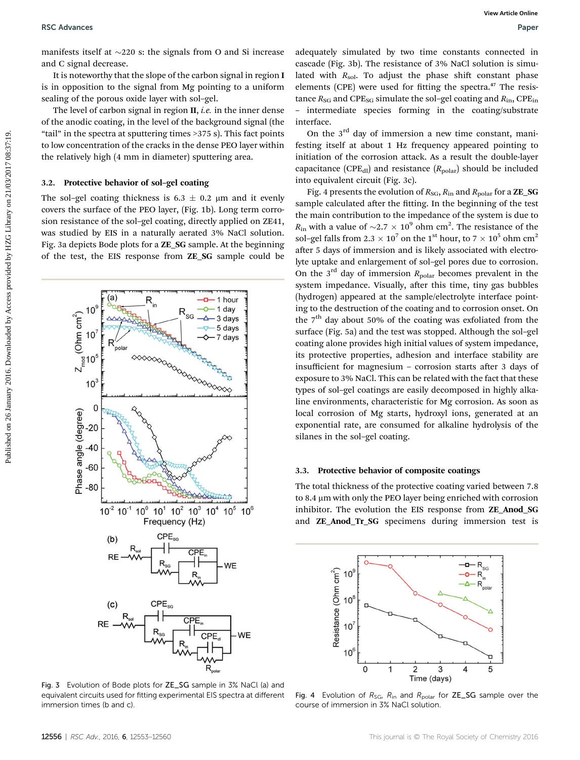manifests itself at ~220 s: the signals from O and Si increase and C signal decrease.

It is noteworthy that the slope of the carbon signal in region **I** is in opposition to the signal from Mg pointing to a uniform sealing of the porous oxide layer with sol–gel.

The level of carbon signal in region **II**, *i.e.* in the inner dense of the anodic coating, in the level of the background signal (the "tail" in the spectra at sputtering times >375 s). This fact points to low concentration of the cracks in the dense PEO layer within the relatively high (4 mm in diameter) sputtering area.

### 3.2. Protective behavior of sol–gel coating

The sol–gel coating thickness is 6.3 ± 0.2 μm and it evenly covers the surface of the PEO layer, (Fig. 1b). Long term corrosion resistance of the sol–gel coating, directly applied on ZE41, was studied by EIS in a naturally aerated 3% NaCl solution. Fig. 3a depicts Bode plots for a **ZE_SG** sample. At the beginning of the test, the EIS response from **ZE_SG** sample could be adequately simulated by two time constants connected in cascade (Fig. 3b). The resistance of 3% NaCl solution is simulated with $R_{sol}$. To adjust the phase shift constant phase elements (CPE) were used for fitting the spectra.[47] The resistance $R_{SG}$ and $CPE_{SG}$ simulate the sol–gel coating and $R_{in}$, $CPE_{in}$ – intermediate species forming in the coating/substrate interface.

On the 3rd day of immersion a new time constant, manifesting itself at about 1 Hz frequency appeared pointing to initiation of the corrosion attack. As a result the double-layer capacitance ($CPE_{dl}$) and resistance ($R_{polar}$) should be included into equivalent circuit (Fig. 3c).

Fig. 4 presents the evolution of $R_{SG}$, $R_{in}$ and $R_{polar}$ for a **ZE_SG** sample calculated after the fitting. In the beginning of the test the main contribution to the impedance of the system is due to $R_{in}$ with a value of ~$2.7 \times 10^9$ ohm cm$^2$. The resistance of the sol–gel falls from $2.3 \times 10^7$ on the 1st hour, to $7 \times 10^5$ ohm cm$^2$ after 5 days of immersion and is likely associated with electrolyte uptake and enlargement of sol–gel pores due to corrosion. On the 3rd day of immersion $R_{polar}$ becomes prevalent in the system impedance. Visually, after this time, tiny gas bubbles (hydrogen) appeared at the sample/electrolyte interface pointing to the destruction of the coating and to corrosion onset. On the 7th day about 50% of the coating was exfoliated from the surface (Fig. 5a) and the test was stopped. Although the sol–gel coating alone provides high initial values of system impedance, its protective properties, adhesion and interface stability are insufficient for magnesium – corrosion starts after 3 days of exposure to 3% NaCl. This can be related with the fact that these types of sol–gel coatings are easily decomposed in highly alkaline environments, characteristic for Mg corrosion. As soon as local corrosion of Mg starts, hydroxyl ions, generated at an exponential rate, are consumed for alkaline hydrolysis of the silanes in the sol–gel coating.

Fig. 3 Evolution of Bode plots for **ZE_SG** sample in 3% NaCl (a) and equivalent circuits used for fitting experimental EIS spectra at different immersion times (b and c).

### 3.3. Protective behavior of composite coatings

The total thickness of the protective coating varied between 7.8 to 8.4 μm with only the PEO layer being enriched with corrosion inhibitor. The evolution the EIS response from **ZE_Anod_SG** and **ZE_Anod_Tr_SG** specimens during immersion test is

Fig. 4 Evolution of $R_{SG}$, $R_{in}$ and $R_{polar}$ for **ZE_SG** sample over the course of immersion in 3% NaCl solution.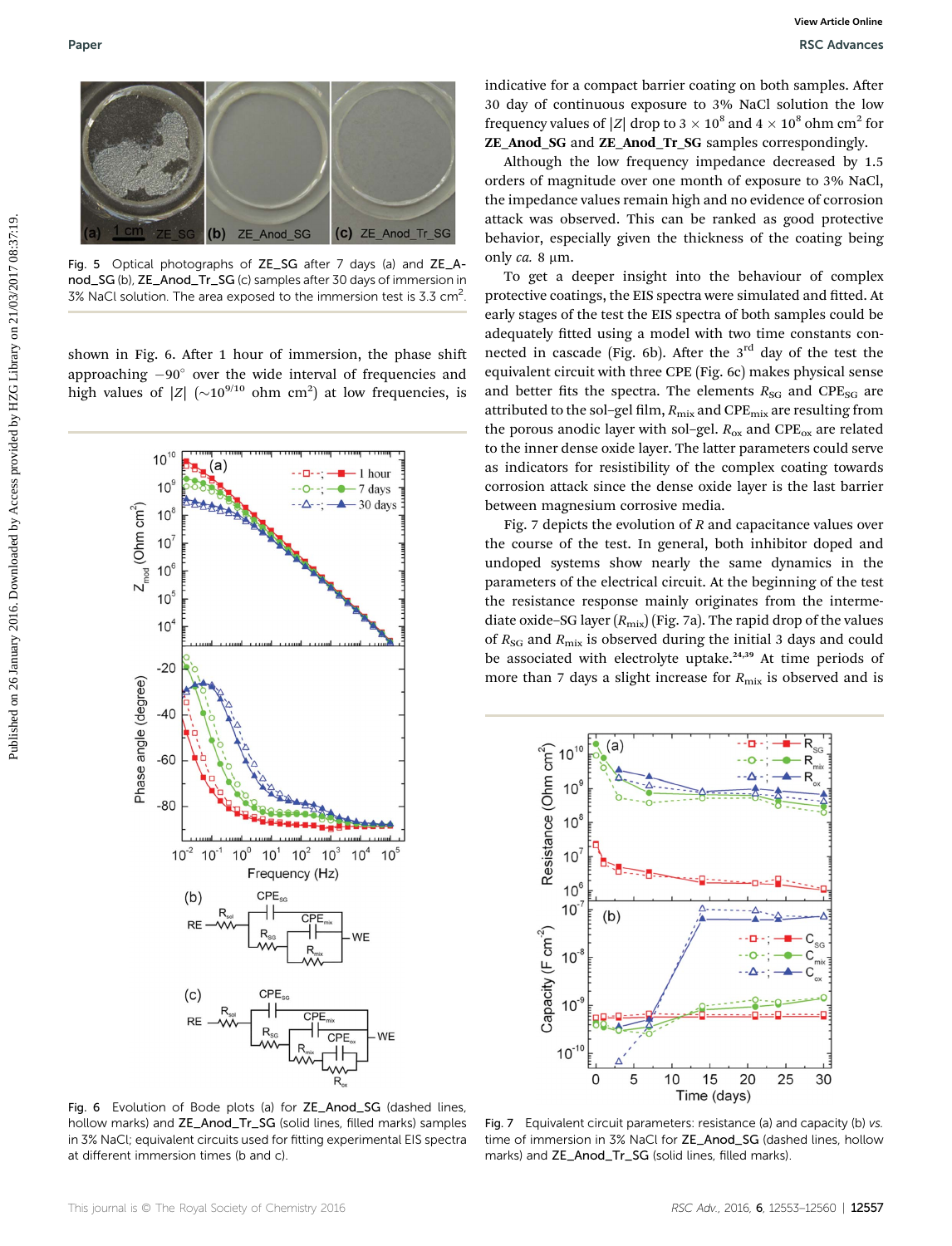Fig. 5 Optical photographs of ZE_SG after 7 days (a) and ZE_Anod_SG (b), ZE_Anod_Tr_SG (c) samples after 30 days of immersion in 3% NaCl solution. The area exposed to the immersion test is 3.3 $cm^2$.

shown in Fig. 6. After 1 hour of immersion, the phase shift approaching $-90°$ over the wide interval of frequencies and high values of $|Z|$ ($\sim 10^{9/10}$ ohm $cm^2$) at low frequencies, is indicative for a compact barrier coating on both samples. After 30 day of continuous exposure to 3% NaCl solution the low frequency values of $|Z|$ drop to $3 \times 10^8$ and $4 \times 10^8$ ohm $cm^2$ for **ZE_Anod_SG** and **ZE_Anod_Tr_SG** samples correspondingly.

Although the low frequency impedance decreased by 1.5 orders of magnitude over one month of exposure to 3% NaCl, the impedance values remain high and no evidence of corrosion attack was observed. This can be ranked as good protective behavior, especially given the thickness of the coating being only *ca.* 8 μm.

To get a deeper insight into the behaviour of complex protective coatings, the EIS spectra were simulated and fitted. At early stages of the test the EIS spectra of both samples could be adequately fitted using a model with two time constants connected in cascade (Fig. 6b). After the 3rd day of the test the equivalent circuit with three CPE (Fig. 6c) makes physical sense and better fits the spectra. The elements $R_{SG}$ and $CPE_{SG}$ are attributed to the sol–gel film, $R_{mix}$ and $CPE_{mix}$ are resulting from the porous anodic layer with sol–gel. $R_{ox}$ and $CPE_{ox}$ are related to the inner dense oxide layer. The latter parameters could serve as indicators for resistibility of the complex coating towards corrosion attack since the dense oxide layer is the last barrier between magnesium corrosive media.

Fig. 7 depicts the evolution of $R$ and capacitance values over the course of the test. In general, both inhibitor doped and undoped systems show nearly the same dynamics in the parameters of the electrical circuit. At the beginning of the test the resistance response mainly originates from the intermediate oxide–SG layer ($R_{mix}$) (Fig. 7a). The rapid drop of the values of $R_{SG}$ and $R_{mix}$ is observed during the initial 3 days and could be associated with electrolyte uptake.[24,39] At time periods of more than 7 days a slight increase for $R_{mix}$ is observed and is

Fig. 6 Evolution of Bode plots (a) for ZE_Anod_SG (dashed lines, hollow marks) and ZE_Anod_Tr_SG (solid lines, filled marks) samples in 3% NaCl; equivalent circuits used for fitting experimental EIS spectra at different immersion times (b and c).

Fig. 7 Equivalent circuit parameters: resistance (a) and capacity (b) *vs.* time of immersion in 3% NaCl for ZE_Anod_SG (dashed lines, hollow marks) and ZE_Anod_Tr_SG (solid lines, filled marks).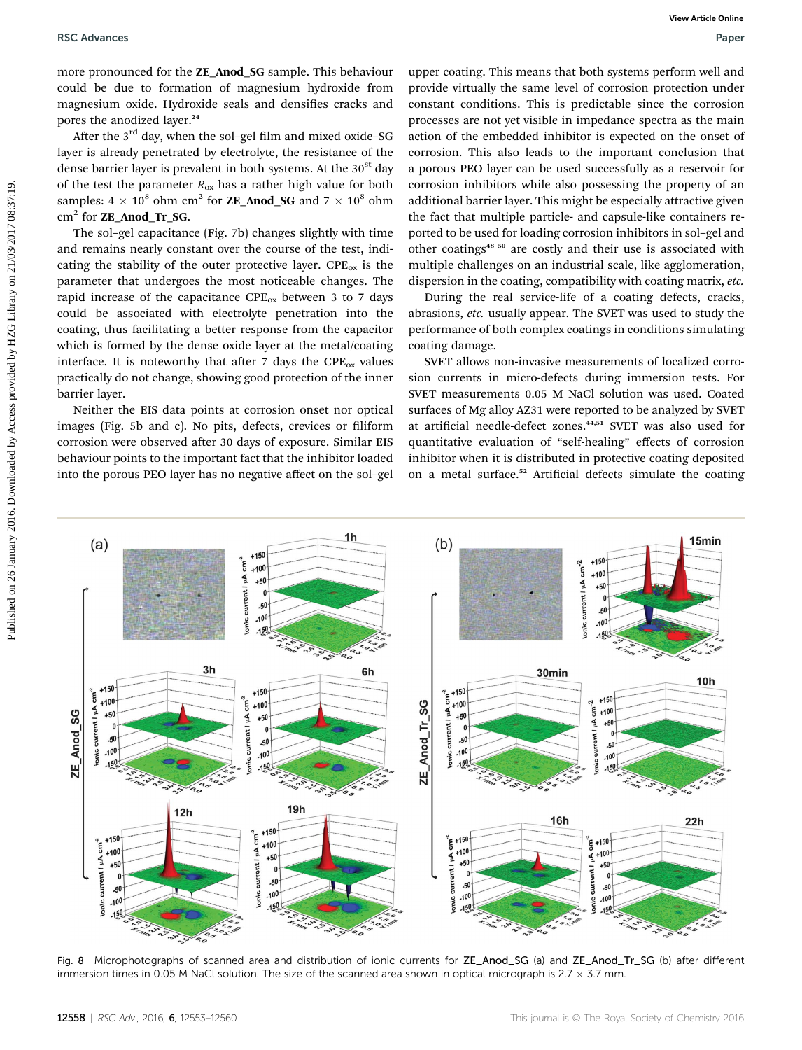more pronounced for the **ZE_Anod_SG** sample. This behaviour could be due to formation of magnesium hydroxide from magnesium oxide. Hydroxide seals and densifies cracks and pores the anodized layer.[24]

After the 3rd day, when the sol–gel film and mixed oxide–SG layer is already penetrated by electrolyte, the resistance of the dense barrier layer is prevalent in both systems. At the 30st day of the test the parameter $R_{ox}$ has a rather high value for both samples: $4 \times 10^8$ ohm cm$^2$ for **ZE_Anod_SG** and $7 \times 10^8$ ohm cm$^2$ for **ZE_Anod_Tr_SG**.

The sol–gel capacitance (Fig. 7b) changes slightly with time and remains nearly constant over the course of the test, indicating the stability of the outer protective layer. $CPE_{ox}$ is the parameter that undergoes the most noticeable changes. The rapid increase of the capacitance $CPE_{ox}$ between 3 to 7 days could be associated with electrolyte penetration into the coating, thus facilitating a better response from the capacitor which is formed by the dense oxide layer at the metal/coating interface. It is noteworthy that after 7 days the $CPE_{ox}$ values practically do not change, showing good protection of the inner barrier layer.

Neither the EIS data points at corrosion onset nor optical images (Fig. 5b and c). No pits, defects, crevices or filiform corrosion were observed after 30 days of exposure. Similar EIS behaviour points to the important fact that the inhibitor loaded into the porous PEO layer has no negative affect on the sol–gel upper coating. This means that both systems perform well and provide virtually the same level of corrosion protection under constant conditions. This is predictable since the corrosion processes are not yet visible in impedance spectra as the main action of the embedded inhibitor is expected on the onset of corrosion. This also leads to the important conclusion that a porous PEO layer can be used successfully as a reservoir for corrosion inhibitors while also possessing the property of an additional barrier layer. This might be especially attractive given the fact that multiple particle- and capsule-like containers reported to be used for loading corrosion inhibitors in sol–gel and other coatings[48–50] are costly and their use is associated with multiple challenges on an industrial scale, like agglomeration, dispersion in the coating, compatibility with coating matrix, *etc.*

During the real service-life of a coating defects, cracks, abrasions, *etc.* usually appear. The SVET was used to study the performance of both complex coatings in conditions simulating coating damage.

SVET allows non-invasive measurements of localized corrosion currents in micro-defects during immersion tests. For SVET measurements 0.05 M NaCl solution was used. Coated surfaces of Mg alloy AZ31 were reported to be analyzed by SVET at artificial needle-defect zones.[44,51] SVET was also used for quantitative evaluation of "self-healing" effects of corrosion inhibitor when it is distributed in protective coating deposited on a metal surface.[52] Artificial defects simulate the coating

Fig. 8 Microphotographs of scanned area and distribution of ionic currents for ZE_Anod_SG (a) and ZE_Anod_Tr_SG (b) after different immersion times in 0.05 M NaCl solution. The size of the scanned area shown in optical micrograph is 2.7 × 3.7 mm.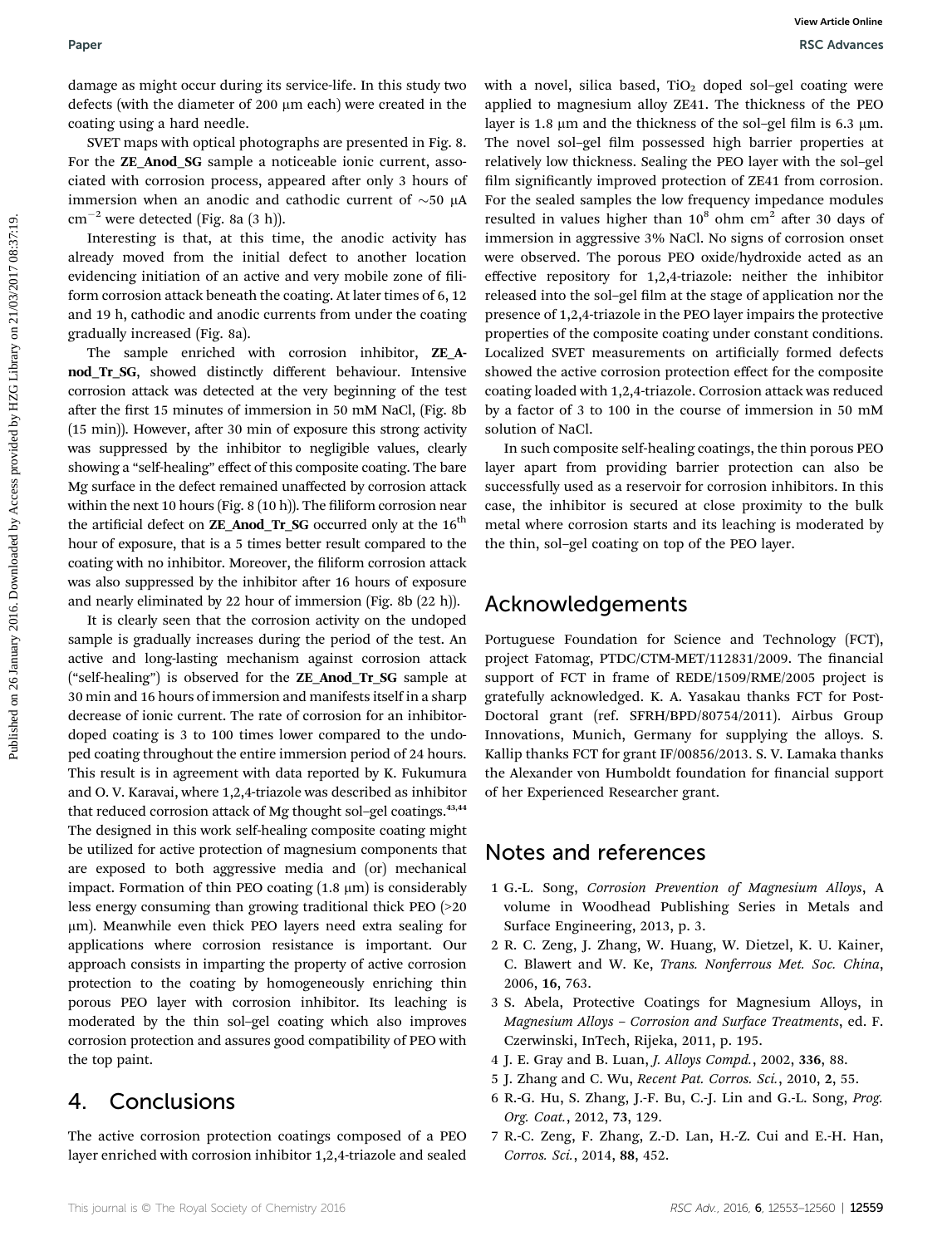damage as might occur during its service-life. In this study two defects (with the diameter of 200 μm each) were created in the coating using a hard needle.

SVET maps with optical photographs are presented in Fig. 8. For the **ZE_Anod_SG** sample a noticeable ionic current, associated with corrosion process, appeared after only 3 hours of immersion when an anodic and cathodic current of ~50 μA $cm^{-2}$ were detected (Fig. 8a (3 h)).

Interesting is that, at this time, the anodic activity has already moved from the initial defect to another location evidencing initiation of an active and very mobile zone of filiform corrosion attack beneath the coating. At later times of 6, 12 and 19 h, cathodic and anodic currents from under the coating gradually increased (Fig. 8a).

The sample enriched with corrosion inhibitor, **ZE_Anod_Tr_SG,** showed distinctly different behaviour. Intensive corrosion attack was detected at the very beginning of the test after the first 15 minutes of immersion in 50 mM NaCl, (Fig. 8b (15 min)). However, after 30 min of exposure this strong activity was suppressed by the inhibitor to negligible values, clearly showing a "self-healing" effect of this composite coating. The bare Mg surface in the defect remained unaffected by corrosion attack within the next 10 hours (Fig. 8 (10 h)). The filiform corrosion near the artificial defect on **ZE_Anod_Tr_SG** occurred only at the 16$^{th}$ hour of exposure, that is a 5 times better result compared to the coating with no inhibitor. Moreover, the filiform corrosion attack was also suppressed by the inhibitor after 16 hours of exposure and nearly eliminated by 22 hour of immersion (Fig. 8b (22 h)).

It is clearly seen that the corrosion activity on the undoped sample is gradually increases during the period of the test. An active and long-lasting mechanism against corrosion attack ("self-healing") is observed for the **ZE_Anod_Tr_SG** sample at 30 min and 16 hours of immersion and manifests itself in a sharp decrease of ionic current. The rate of corrosion for an inhibitor-doped coating is 3 to 100 times lower compared to the undoped coating throughout the entire immersion period of 24 hours. This result is in agreement with data reported by K. Fukumura and O. V. Karavai, where 1,2,4-triazole was described as inhibitor that reduced corrosion attack of Mg thought sol–gel coatings.[43,44] The designed in this work self-healing composite coating might be utilized for active protection of magnesium components that are exposed to both aggressive media and (or) mechanical impact. Formation of thin PEO coating (1.8 μm) is considerably less energy consuming than growing traditional thick PEO (>20 μm). Meanwhile even thick PEO layers need extra sealing for applications where corrosion resistance is important. Our approach consists in imparting the property of active corrosion protection to the coating by homogeneously enriching thin porous PEO layer with corrosion inhibitor. Its leaching is moderated by the thin sol–gel coating which also improves corrosion protection and assures good compatibility of PEO with the top paint.

## 4. Conclusions

The active corrosion protection coatings composed of a PEO layer enriched with corrosion inhibitor 1,2,4-triazole and sealed with a novel, silica based, $TiO_2$ doped sol–gel coating were applied to magnesium alloy ZE41. The thickness of the PEO layer is 1.8 μm and the thickness of the sol–gel film is 6.3 μm. The novel sol–gel film possessed high barrier properties at relatively low thickness. Sealing the PEO layer with the sol–gel film significantly improved protection of ZE41 from corrosion. For the sealed samples the low frequency impedance modules resulted in values higher than $10^8$ ohm $cm^2$ after 30 days of immersion in aggressive 3% NaCl. No signs of corrosion onset were observed. The porous PEO oxide/hydroxide acted as an effective repository for 1,2,4-triazole: neither the inhibitor released into the sol–gel film at the stage of application nor the presence of 1,2,4-triazole in the PEO layer impairs the protective properties of the composite coating under constant conditions. Localized SVET measurements on artificially formed defects showed the active corrosion protection effect for the composite coating loaded with 1,2,4-triazole. Corrosion attack was reduced by a factor of 3 to 100 in the course of immersion in 50 mM solution of NaCl.

In such composite self-healing coatings, the thin porous PEO layer apart from providing barrier protection can also be successfully used as a reservoir for corrosion inhibitors. In this case, the inhibitor is secured at close proximity to the bulk metal where corrosion starts and its leaching is moderated by the thin, sol–gel coating on top of the PEO layer.

## Acknowledgements

Portuguese Foundation for Science and Technology (FCT), project Fatomag, PTDC/CTM-MET/112831/2009. The financial support of FCT in frame of REDE/1509/RME/2005 project is gratefully acknowledged. K. A. Yasakau thanks FCT for Post-Doctoral grant (ref. SFRH/BPD/80754/2011). Airbus Group Innovations, Munich, Germany for supplying the alloys. S. Kallip thanks FCT for grant IF/00856/2013. S. V. Lamaka thanks the Alexander von Humboldt foundation for financial support of her Experienced Researcher grant.

## Notes and references

1 G.-L. Song, *Corrosion Prevention of Magnesium Alloys*, A volume in Woodhead Publishing Series in Metals and Surface Engineering, 2013, p. 3.

2 R. C. Zeng, J. Zhang, W. Huang, W. Dietzel, K. U. Kainer, C. Blawert and W. Ke, *Trans. Nonferrous Met. Soc. China*, 2006, **16**, 763.

3 S. Abela, Protective Coatings for Magnesium Alloys, in *Magnesium Alloys – Corrosion and Surface Treatments*, ed. F. Czerwinski, InTech, Rijeka, 2011, p. 195.

4 J. E. Gray and B. Luan, *J. Alloys Compd.*, 2002, **336**, 88.

5 J. Zhang and C. Wu, *Recent Pat. Corros. Sci.*, 2010, **2**, 55.

6 R.-G. Hu, S. Zhang, J.-F. Bu, C.-J. Lin and G.-L. Song, *Prog. Org. Coat.*, 2012, **73**, 129.

7 R.-C. Zeng, F. Zhang, Z.-D. Lan, H.-Z. Cui and E.-H. Han, *Corros. Sci.*, 2014, **88**, 452.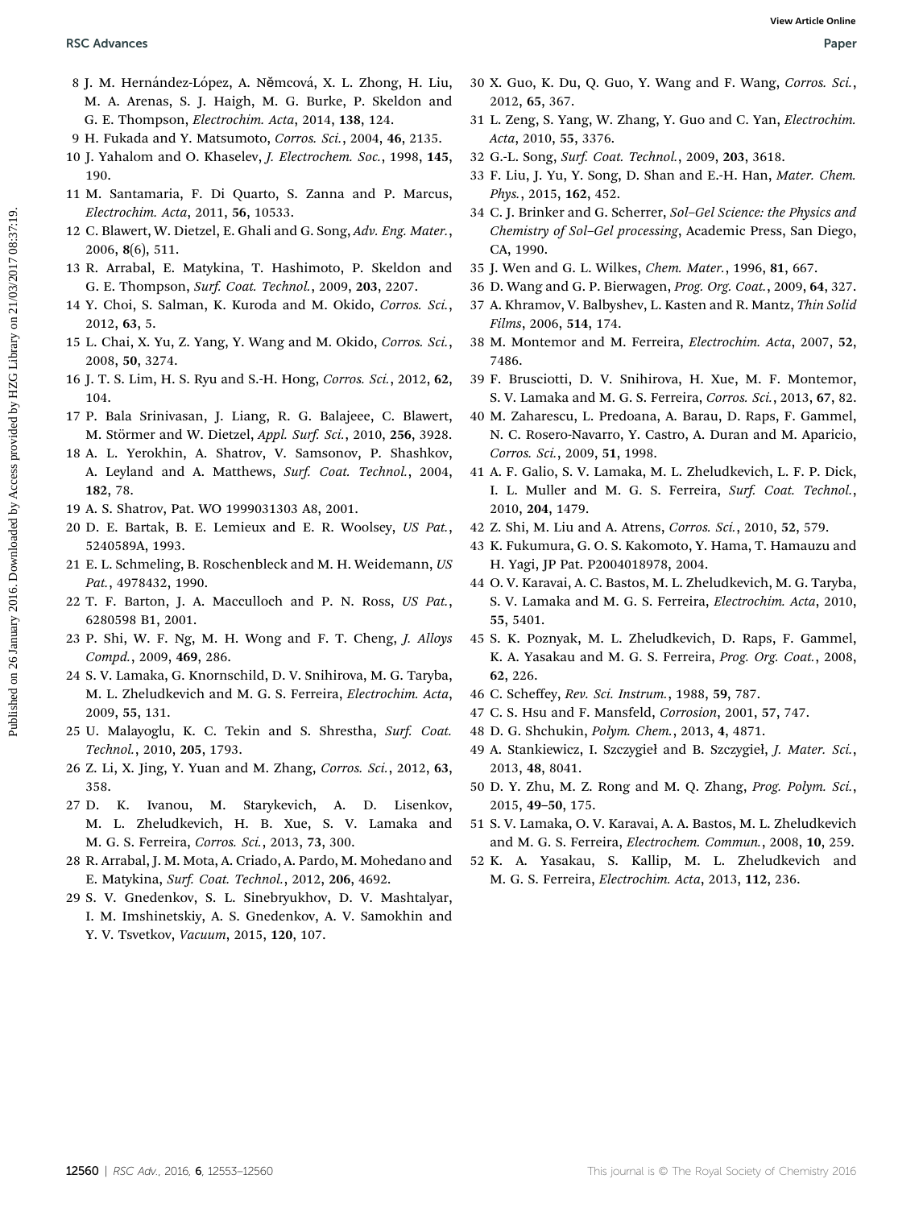8 J. M. Hernández-López, A. Němcová, X. L. Zhong, H. Liu, M. A. Arenas, S. J. Haigh, M. G. Burke, P. Skeldon and G. E. Thompson, *Electrochim. Acta*, 2014, **138**, 124.

9 H. Fukada and Y. Matsumoto, *Corros. Sci.*, 2004, **46**, 2135.

10 J. Yahalom and O. Khaselev, *J. Electrochem. Soc.*, 1998, **145**, 190.

11 M. Santamaria, F. Di Quarto, S. Zanna and P. Marcus, *Electrochim. Acta*, 2011, **56**, 10533.

12 C. Blawert, W. Dietzel, E. Ghali and G. Song, *Adv. Eng. Mater.*, 2006, **8**(6), 511.

13 R. Arrabal, E. Matykina, T. Hashimoto, P. Skeldon and G. E. Thompson, *Surf. Coat. Technol.*, 2009, **203**, 2207.

14 Y. Choi, S. Salman, K. Kuroda and M. Okido, *Corros. Sci.*, 2012, **63**, 5.

15 L. Chai, X. Yu, Z. Yang, Y. Wang and M. Okido, *Corros. Sci.*, 2008, **50**, 3274.

16 J. T. S. Lim, H. S. Ryu and S.-H. Hong, *Corros. Sci.*, 2012, **62**, 104.

17 P. Bala Srinivasan, J. Liang, R. G. Balajeee, C. Blawert, M. Störmer and W. Dietzel, *Appl. Surf. Sci.*, 2010, **256**, 3928.

18 A. L. Yerokhin, A. Shatrov, V. Samsonov, P. Shashkov, A. Leyland and A. Matthews, *Surf. Coat. Technol.*, 2004, **182**, 78.

19 A. S. Shatrov, Pat. WO 1999031303 A8, 2001.

20 D. E. Bartak, B. E. Lemieux and E. R. Woolsey, *US Pat.*, 5240589A, 1993.

21 E. L. Schmeling, B. Roschenbleck and M. H. Weidemann, *US Pat.*, 4978432, 1990.

22 T. F. Barton, J. A. Macculloch and P. N. Ross, *US Pat.*, 6280598 B1, 2001.

23 P. Shi, W. F. Ng, M. H. Wong and F. T. Cheng, *J. Alloys Compd.*, 2009, **469**, 286.

24 S. V. Lamaka, G. Knornschild, D. V. Snihirova, M. G. Taryba, M. L. Zheludkevich and M. G. S. Ferreira, *Electrochim. Acta*, 2009, **55**, 131.

25 U. Malayoglu, K. C. Tekin and S. Shrestha, *Surf. Coat. Technol.*, 2010, **205**, 1793.

26 Z. Li, X. Jing, Y. Yuan and M. Zhang, *Corros. Sci.*, 2012, **63**, 358.

27 D. K. Ivanou, M. Starykevich, A. D. Lisenkov, M. L. Zheludkevich, H. B. Xue, S. V. Lamaka and M. G. S. Ferreira, *Corros. Sci.*, 2013, **73**, 300.

28 R. Arrabal, J. M. Mota, A. Criado, A. Pardo, M. Mohedano and E. Matykina, *Surf. Coat. Technol.*, 2012, **206**, 4692.

29 S. V. Gnedenkov, S. L. Sinebryukhov, D. V. Mashtalyar, I. M. Imshinetskiy, A. S. Gnedenkov, A. V. Samokhin and Y. V. Tsvetkov, *Vacuum*, 2015, **120**, 107.

30 X. Guo, K. Du, Q. Guo, Y. Wang and F. Wang, *Corros. Sci.*, 2012, **65**, 367.

31 L. Zeng, S. Yang, W. Zhang, Y. Guo and C. Yan, *Electrochim. Acta*, 2010, **55**, 3376.

32 G.-L. Song, *Surf. Coat. Technol.*, 2009, **203**, 3618.

33 F. Liu, J. Yu, Y. Song, D. Shan and E.-H. Han, *Mater. Chem. Phys.*, 2015, **162**, 452.

34 C. J. Brinker and G. Scherrer, *Sol–Gel Science: the Physics and Chemistry of Sol–Gel processing*, Academic Press, San Diego, CA, 1990.

35 J. Wen and G. L. Wilkes, *Chem. Mater.*, 1996, **81**, 667.

36 D. Wang and G. P. Bierwagen, *Prog. Org. Coat.*, 2009, **64**, 327.

37 A. Khramov, V. Balbyshev, L. Kasten and R. Mantz, *Thin Solid Films*, 2006, **514**, 174.

38 M. Montemor and M. Ferreira, *Electrochim. Acta*, 2007, **52**, 7486.

39 F. Brusciotti, D. V. Snihirova, H. Xue, M. F. Montemor, S. V. Lamaka and M. G. S. Ferreira, *Corros. Sci.*, 2013, **67**, 82.

40 M. Zaharescu, L. Predoana, A. Barau, D. Raps, F. Gammel, N. C. Rosero-Navarro, Y. Castro, A. Duran and M. Aparicio, *Corros. Sci.*, 2009, **51**, 1998.

41 A. F. Galio, S. V. Lamaka, M. L. Zheludkevich, L. F. P. Dick, I. L. Muller and M. G. S. Ferreira, *Surf. Coat. Technol.*, 2010, **204**, 1479.

42 Z. Shi, M. Liu and A. Atrens, *Corros. Sci.*, 2010, **52**, 579.

43 K. Fukumura, G. O. S. Kakomoto, Y. Hama, T. Hamauzu and H. Yagi, JP Pat. P2004018978, 2004.

44 O. V. Karavai, A. C. Bastos, M. L. Zheludkevich, M. G. Taryba, S. V. Lamaka and M. G. S. Ferreira, *Electrochim. Acta*, 2010, **55**, 5401.

45 S. K. Poznyak, M. L. Zheludkevich, D. Raps, F. Gammel, K. A. Yasakau and M. G. S. Ferreira, *Prog. Org. Coat.*, 2008, **62**, 226.

46 C. Scheffey, *Rev. Sci. Instrum.*, 1988, **59**, 787.

47 C. S. Hsu and F. Mansfeld, *Corrosion*, 2001, **57**, 747.

48 D. G. Shchukin, *Polym. Chem.*, 2013, **4**, 4871.

49 A. Stankiewicz, I. Szczygieł and B. Szczygieł, *J. Mater. Sci.*, 2013, **48**, 8041.

50 D. Y. Zhu, M. Z. Rong and M. Q. Zhang, *Prog. Polym. Sci.*, 2015, **49–50**, 175.

51 S. V. Lamaka, O. V. Karavai, A. A. Bastos, M. L. Zheludkevich and M. G. S. Ferreira, *Electrochem. Commun.*, 2008, **10**, 259.

52 K. A. Yasakau, S. Kallip, M. L. Zheludkevich and M. G. S. Ferreira, *Electrochim. Acta*, 2013, **112**, 236.